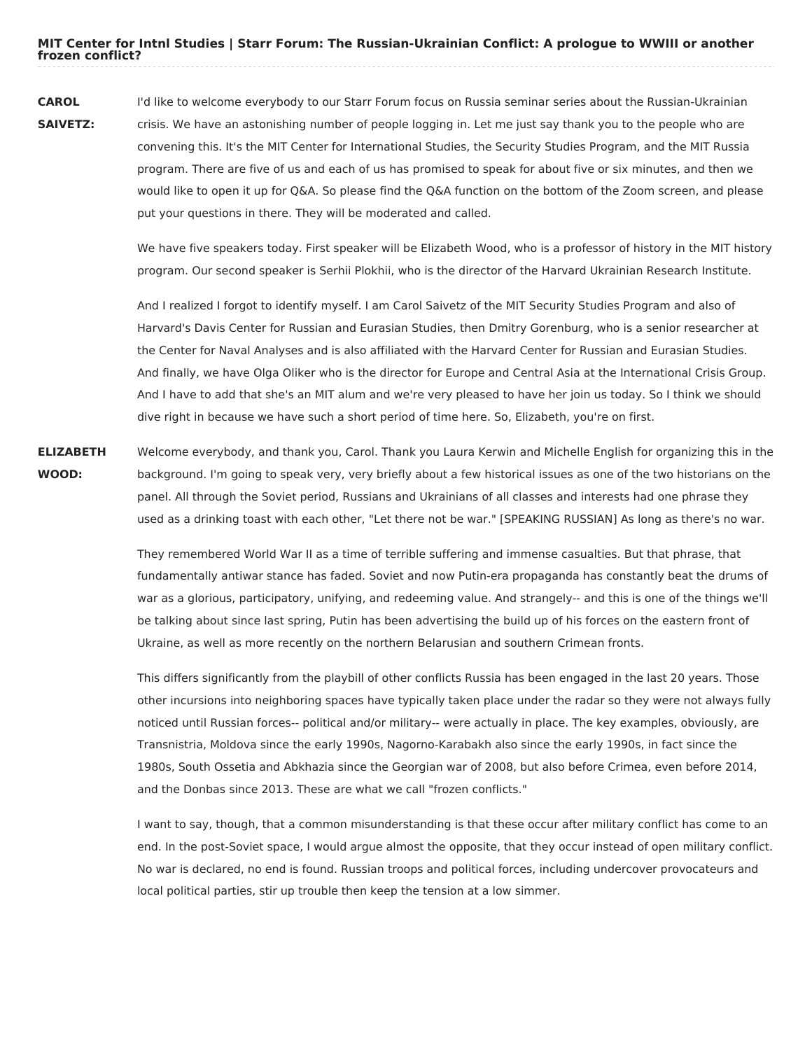# MIT Center for Intnl Studies | Starr Forum: The Russian-Ukrainian Conflict: A prologue to WWIII or another frozen conflict?

**CAROL SAIVETZ:** I'd like to welcome everybody to our Starr Forum focus on Russia seminar series about the Russian-Ukrainian crisis. We have an astonishing number of people logging in. Let me just say thank you to the people who are convening this. It's the MIT Center for International Studies, the Security Studies Program, and the MIT Russia program. There are five of us and each of us has promised to speak for about five or six minutes, and then we would like to open it up for Q&A. So please find the Q&A function on the bottom of the Zoom screen, and please put your questions in there. They will be moderated and called.

We have five speakers today. First speaker will be Elizabeth Wood, who is a professor of history in the MIT history program. Our second speaker is Serhii Plokhii, who is the director of the Harvard Ukrainian Research Institute.

And I realized I forgot to identify myself. I am Carol Saivetz of the MIT Security Studies Program and also of Harvard's Davis Center for Russian and Eurasian Studies, then Dmitry Gorenburg, who is a senior researcher at the Center for Naval Analyses and is also affiliated with the Harvard Center for Russian and Eurasian Studies. And finally, we have Olga Oliker who is the director for Europe and Central Asia at the International Crisis Group. And I have to add that she's an MIT alum and we're very pleased to have her join us today. So I think we should dive right in because we have such a short period of time here. So, Elizabeth, you're on first.

**ELIZABETH WOOD:** Welcome everybody, and thank you, Carol. Thank you Laura Kerwin and Michelle English for organizing this in the background. I'm going to speak very, very briefly about a few historical issues as one of the two historians on the panel. All through the Soviet period, Russians and Ukrainians of all classes and interests had one phrase they used as a drinking toast with each other, "Let there not be war." [SPEAKING RUSSIAN] As long as there's no war.

They remembered World War II as a time of terrible suffering and immense casualties. But that phrase, that fundamentally antiwar stance has faded. Soviet and now Putin-era propaganda has constantly beat the drums of war as a glorious, participatory, unifying, and redeeming value. And strangely-- and this is one of the things we'll be talking about since last spring, Putin has been advertising the build up of his forces on the eastern front of Ukraine, as well as more recently on the northern Belarusian and southern Crimean fronts.

This differs significantly from the playbill of other conflicts Russia has been engaged in the last 20 years. Those other incursions into neighboring spaces have typically taken place under the radar so they were not always fully noticed until Russian forces-- political and/or military-- were actually in place. The key examples, obviously, are Transnistria, Moldova since the early 1990s, Nagorno-Karabakh also since the early 1990s, in fact since the 1980s, South Ossetia and Abkhazia since the Georgian war of 2008, but also before Crimea, even before 2014, and the Donbas since 2013. These are what we call "frozen conflicts."

I want to say, though, that a common misunderstanding is that these occur after military conflict has come to an end. In the post-Soviet space, I would argue almost the opposite, that they occur instead of open military conflict. No war is declared, no end is found. Russian troops and political forces, including undercover provocateurs and local political parties, stir up trouble then keep the tension at a low simmer.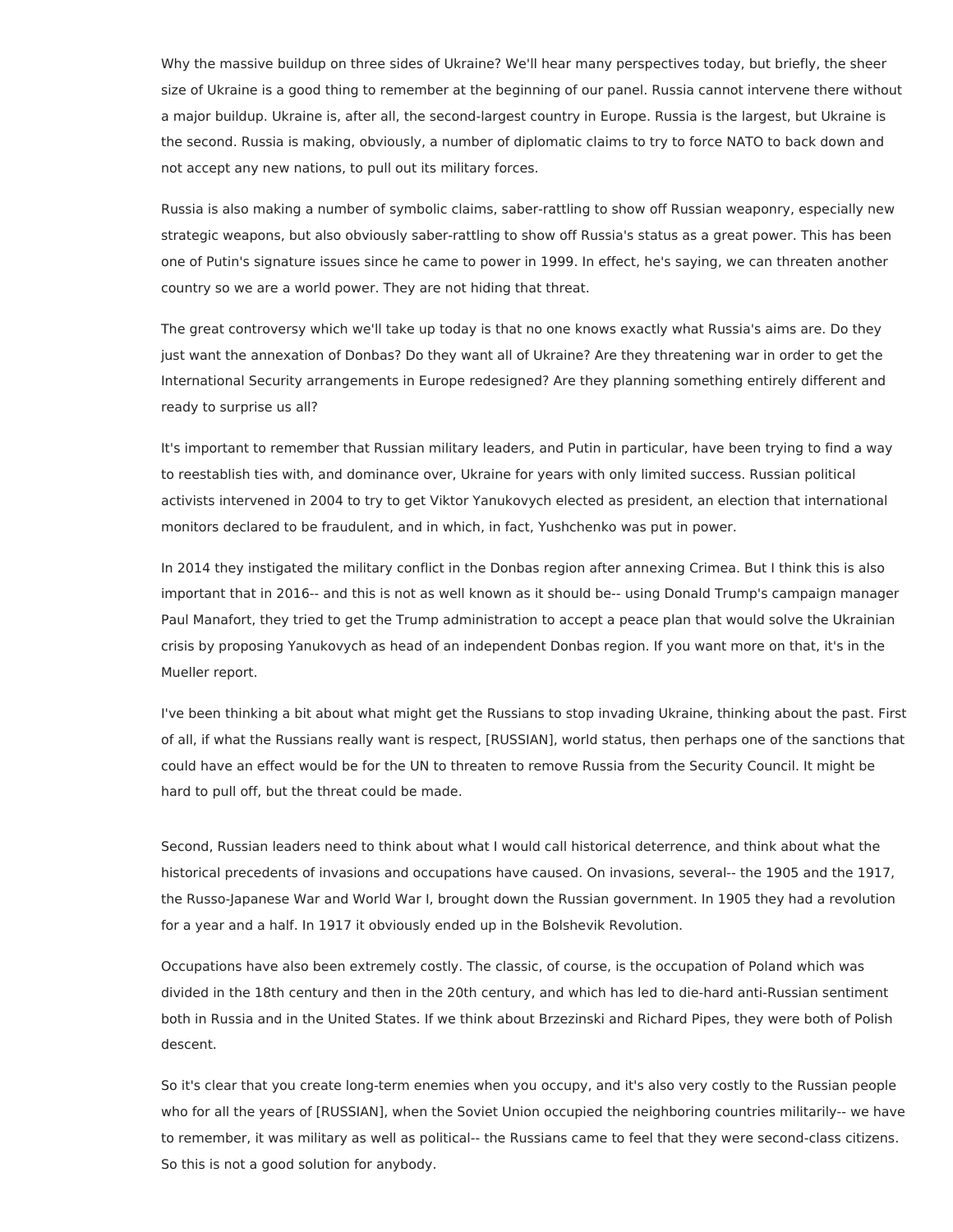Why the massive buildup on three sides of Ukraine? We'll hear many perspectives today, but briefly, the sheer size of Ukraine is a good thing to remember at the beginning of our panel. Russia cannot intervene there without a major buildup. Ukraine is, after all, the second-largest country in Europe. Russia is the largest, but Ukraine is the second. Russia is making, obviously, a number of diplomatic claims to try to force NATO to back down and not accept any new nations, to pull out its military forces.

Russia is also making a number of symbolic claims, saber-rattling to show off Russian weaponry, especially new strategic weapons, but also obviously saber-rattling to show off Russia's status as a great power. This has been one of Putin's signature issues since he came to power in 1999. In effect, he's saying, we can threaten another country so we are a world power. They are not hiding that threat.

The great controversy which we'll take up today is that no one knows exactly what Russia's aims are. Do they just want the annexation of Donbas? Do they want all of Ukraine? Are they threatening war in order to get the International Security arrangements in Europe redesigned? Are they planning something entirely different and ready to surprise us all?

It's important to remember that Russian military leaders, and Putin in particular, have been trying to find a way to reestablish ties with, and dominance over, Ukraine for years with only limited success. Russian political activists intervened in 2004 to try to get Viktor Yanukovych elected as president, an election that international monitors declared to be fraudulent, and in which, in fact, Yushchenko was put in power.

In 2014 they instigated the military conflict in the Donbas region after annexing Crimea. But I think this is also important that in 2016-- and this is not as well known as it should be-- using Donald Trump's campaign manager Paul Manafort, they tried to get the Trump administration to accept a peace plan that would solve the Ukrainian crisis by proposing Yanukovych as head of an independent Donbas region. If you want more on that, it's in the Mueller report.

I've been thinking a bit about what might get the Russians to stop invading Ukraine, thinking about the past. First of all, if what the Russians really want is respect, [RUSSIAN], world status, then perhaps one of the sanctions that could have an effect would be for the UN to threaten to remove Russia from the Security Council. It might be hard to pull off, but the threat could be made.

Second, Russian leaders need to think about what I would call historical deterrence, and think about what the historical precedents of invasions and occupations have caused. On invasions, several-- the 1905 and the 1917, the Russo-Japanese War and World War I, brought down the Russian government. In 1905 they had a revolution for a year and a half. In 1917 it obviously ended up in the Bolshevik Revolution.

Occupations have also been extremely costly. The classic, of course, is the occupation of Poland which was divided in the 18th century and then in the 20th century, and which has led to die-hard anti-Russian sentiment both in Russia and in the United States. If we think about Brzezinski and Richard Pipes, they were both of Polish descent.

So it's clear that you create long-term enemies when you occupy, and it's also very costly to the Russian people who for all the years of [RUSSIAN], when the Soviet Union occupied the neighboring countries militarily-- we have to remember, it was military as well as political-- the Russians came to feel that they were second-class citizens. So this is not a good solution for anybody.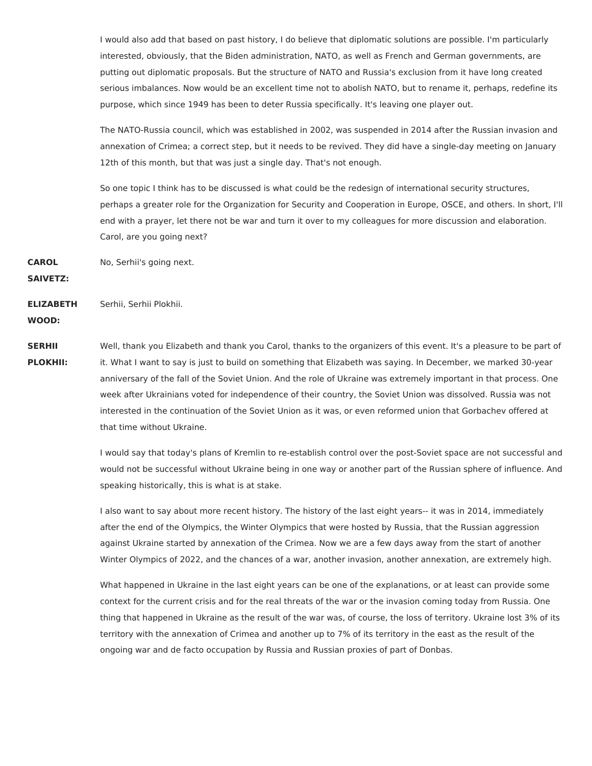I would also add that based on past history, I do believe that diplomatic solutions are possible. I'm particularly interested, obviously, that the Biden administration, NATO, as well as French and German governments, are putting out diplomatic proposals. But the structure of NATO and Russia's exclusion from it have long created serious imbalances. Now would be an excellent time not to abolish NATO, but to rename it, perhaps, redefine its purpose, which since 1949 has been to deter Russia specifically. It's leaving one player out.

The NATO-Russia council, which was established in 2002, was suspended in 2014 after the Russian invasion and annexation of Crimea; a correct step, but it needs to be revived. They did have a single-day meeting on January 12th of this month, but that was just a single day. That's not enough.

So one topic I think has to be discussed is what could be the redesign of international security structures, perhaps a greater role for the Organization for Security and Cooperation in Europe, OSCE, and others. In short, I'll end with a prayer, let there not be war and turn it over to my colleagues for more discussion and elaboration. Carol, are you going next?

**CAROL SAIVETZ:** No, Serhii's going next.

**ELIZABETH WOOD:** Serhii, Serhii Plokhii.

**SERHII PLOKHII:** Well, thank you Elizabeth and thank you Carol, thanks to the organizers of this event. It's a pleasure to be part of it. What I want to say is just to build on something that Elizabeth was saying. In December, we marked 30-year anniversary of the fall of the Soviet Union. And the role of Ukraine was extremely important in that process. One week after Ukrainians voted for independence of their country, the Soviet Union was dissolved. Russia was not interested in the continuation of the Soviet Union as it was, or even reformed union that Gorbachev offered at that time without Ukraine.

I would say that today's plans of Kremlin to re-establish control over the post-Soviet space are not successful and would not be successful without Ukraine being in one way or another part of the Russian sphere of influence. And speaking historically, this is what is at stake.

I also want to say about more recent history. The history of the last eight years-- it was in 2014, immediately after the end of the Olympics, the Winter Olympics that were hosted by Russia, that the Russian aggression against Ukraine started by annexation of the Crimea. Now we are a few days away from the start of another Winter Olympics of 2022, and the chances of a war, another invasion, another annexation, are extremely high.

What happened in Ukraine in the last eight years can be one of the explanations, or at least can provide some context for the current crisis and for the real threats of the war or the invasion coming today from Russia. One thing that happened in Ukraine as the result of the war was, of course, the loss of territory. Ukraine lost 3% of its territory with the annexation of Crimea and another up to 7% of its territory in the east as the result of the ongoing war and de facto occupation by Russia and Russian proxies of part of Donbas.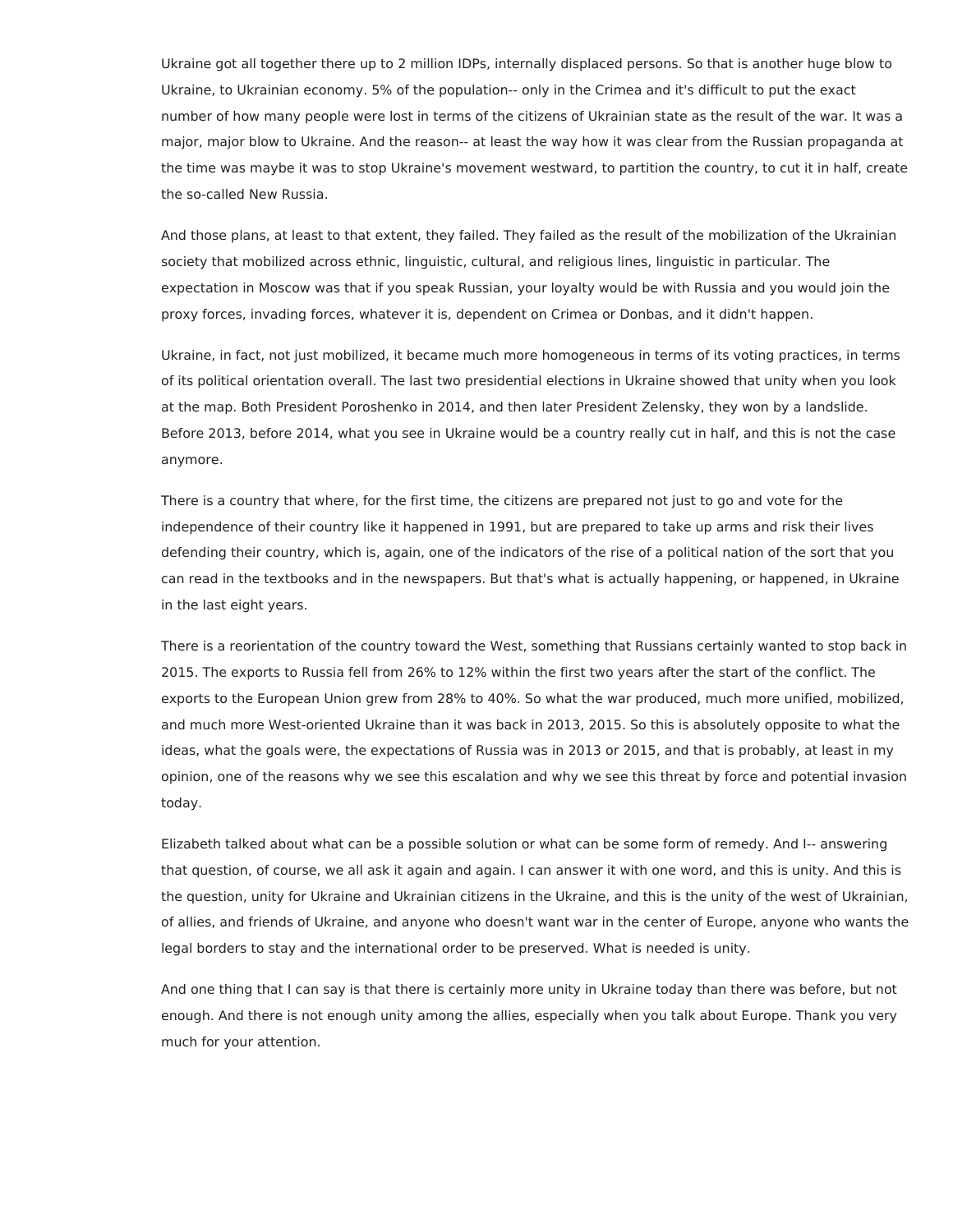Ukraine got all together there up to 2 million IDPs, internally displaced persons. So that is another huge blow to Ukraine, to Ukrainian economy. 5% of the population-- only in the Crimea and it's difficult to put the exact number of how many people were lost in terms of the citizens of Ukrainian state as the result of the war. It was a major, major blow to Ukraine. And the reason-- at least the way how it was clear from the Russian propaganda at the time was maybe it was to stop Ukraine's movement westward, to partition the country, to cut it in half, create the so-called New Russia.

And those plans, at least to that extent, they failed. They failed as the result of the mobilization of the Ukrainian society that mobilized across ethnic, linguistic, cultural, and religious lines, linguistic in particular. The expectation in Moscow was that if you speak Russian, your loyalty would be with Russia and you would join the proxy forces, invading forces, whatever it is, dependent on Crimea or Donbas, and it didn't happen.

Ukraine, in fact, not just mobilized, it became much more homogeneous in terms of its voting practices, in terms of its political orientation overall. The last two presidential elections in Ukraine showed that unity when you look at the map. Both President Poroshenko in 2014, and then later President Zelensky, they won by a landslide. Before 2013, before 2014, what you see in Ukraine would be a country really cut in half, and this is not the case anymore.

There is a country that where, for the first time, the citizens are prepared not just to go and vote for the independence of their country like it happened in 1991, but are prepared to take up arms and risk their lives defending their country, which is, again, one of the indicators of the rise of a political nation of the sort that you can read in the textbooks and in the newspapers. But that's what is actually happening, or happened, in Ukraine in the last eight years.

There is a reorientation of the country toward the West, something that Russians certainly wanted to stop back in 2015. The exports to Russia fell from 26% to 12% within the first two years after the start of the conflict. The exports to the European Union grew from 28% to 40%. So what the war produced, much more unified, mobilized, and much more West-oriented Ukraine than it was back in 2013, 2015. So this is absolutely opposite to what the ideas, what the goals were, the expectations of Russia was in 2013 or 2015, and that is probably, at least in my opinion, one of the reasons why we see this escalation and why we see this threat by force and potential invasion today.

Elizabeth talked about what can be a possible solution or what can be some form of remedy. And I-- answering that question, of course, we all ask it again and again. I can answer it with one word, and this is unity. And this is the question, unity for Ukraine and Ukrainian citizens in the Ukraine, and this is the unity of the west of Ukrainian, of allies, and friends of Ukraine, and anyone who doesn't want war in the center of Europe, anyone who wants the legal borders to stay and the international order to be preserved. What is needed is unity.

And one thing that I can say is that there is certainly more unity in Ukraine today than there was before, but not enough. And there is not enough unity among the allies, especially when you talk about Europe. Thank you very much for your attention.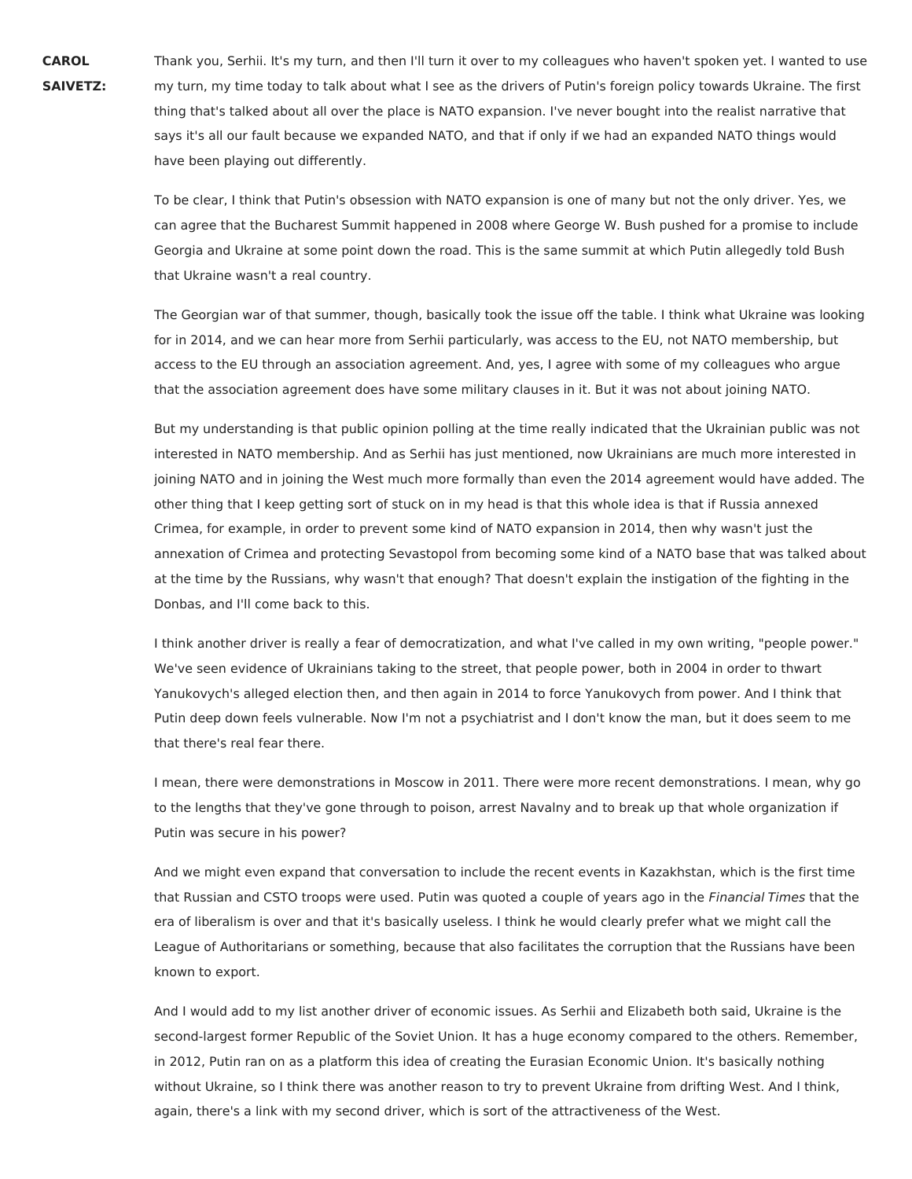**CAROL SAIVETZ:** Thank you, Serhii. It's my turn, and then I'll turn it over to my colleagues who haven't spoken yet. I wanted to use my turn, my time today to talk about what I see as the drivers of Putin's foreign policy towards Ukraine. The first thing that's talked about all over the place is NATO expansion. I've never bought into the realist narrative that says it's all our fault because we expanded NATO, and that if only if we had an expanded NATO things would have been playing out differently.

To be clear, I think that Putin's obsession with NATO expansion is one of many but not the only driver. Yes, we can agree that the Bucharest Summit happened in 2008 where George W. Bush pushed for a promise to include Georgia and Ukraine at some point down the road. This is the same summit at which Putin allegedly told Bush that Ukraine wasn't a real country.

The Georgian war of that summer, though, basically took the issue off the table. I think what Ukraine was looking for in 2014, and we can hear more from Serhii particularly, was access to the EU, not NATO membership, but access to the EU through an association agreement. And, yes, I agree with some of my colleagues who argue that the association agreement does have some military clauses in it. But it was not about joining NATO.

But my understanding is that public opinion polling at the time really indicated that the Ukrainian public was not interested in NATO membership. And as Serhii has just mentioned, now Ukrainians are much more interested in joining NATO and in joining the West much more formally than even the 2014 agreement would have added. The other thing that I keep getting sort of stuck on in my head is that this whole idea is that if Russia annexed Crimea, for example, in order to prevent some kind of NATO expansion in 2014, then why wasn't just the annexation of Crimea and protecting Sevastopol from becoming some kind of a NATO base that was talked about at the time by the Russians, why wasn't that enough? That doesn't explain the instigation of the fighting in the Donbas, and I'll come back to this.

I think another driver is really a fear of democratization, and what I've called in my own writing, "people power." We've seen evidence of Ukrainians taking to the street, that people power, both in 2004 in order to thwart Yanukovych's alleged election then, and then again in 2014 to force Yanukovych from power. And I think that Putin deep down feels vulnerable. Now I'm not a psychiatrist and I don't know the man, but it does seem to me that there's real fear there.

I mean, there were demonstrations in Moscow in 2011. There were more recent demonstrations. I mean, why go to the lengths that they've gone through to poison, arrest Navalny and to break up that whole organization if Putin was secure in his power?

And we might even expand that conversation to include the recent events in Kazakhstan, which is the first time that Russian and CSTO troops were used. Putin was quoted a couple of years ago in the *Financial Times* that the era of liberalism is over and that it's basically useless. I think he would clearly prefer what we might call the League of Authoritarians or something, because that also facilitates the corruption that the Russians have been known to export.

And I would add to my list another driver of economic issues. As Serhii and Elizabeth both said, Ukraine is the second-largest former Republic of the Soviet Union. It has a huge economy compared to the others. Remember, in 2012, Putin ran on as a platform this idea of creating the Eurasian Economic Union. It's basically nothing without Ukraine, so I think there was another reason to try to prevent Ukraine from drifting West. And I think, again, there's a link with my second driver, which is sort of the attractiveness of the West.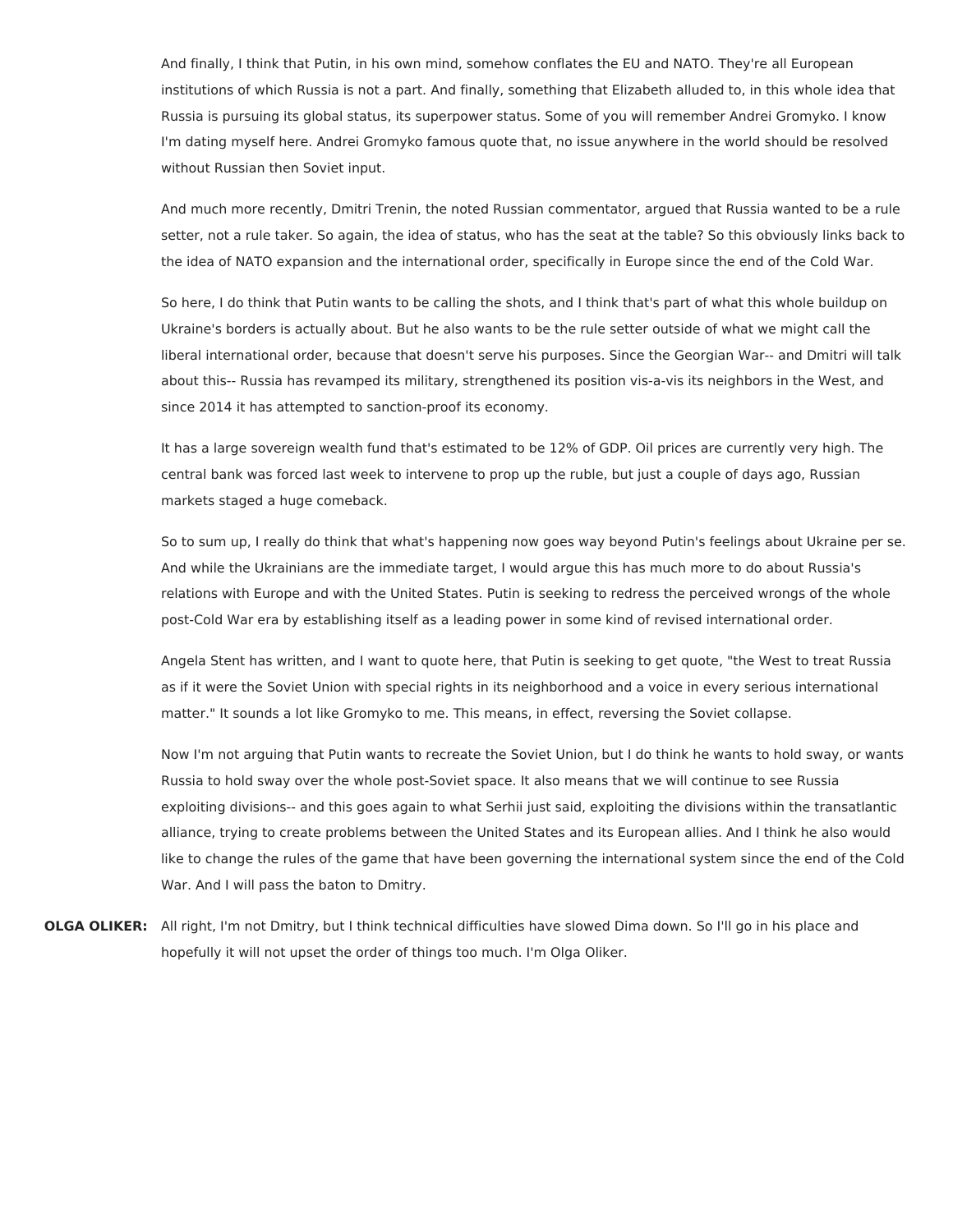And finally, I think that Putin, in his own mind, somehow conflates the EU and NATO. They're all European institutions of which Russia is not a part. And finally, something that Elizabeth alluded to, in this whole idea that Russia is pursuing its global status, its superpower status. Some of you will remember Andrei Gromyko. I know I'm dating myself here. Andrei Gromyko famous quote that, no issue anywhere in the world should be resolved without Russian then Soviet input.

And much more recently, Dmitri Trenin, the noted Russian commentator, argued that Russia wanted to be a rule setter, not a rule taker. So again, the idea of status, who has the seat at the table? So this obviously links back to the idea of NATO expansion and the international order, specifically in Europe since the end of the Cold War.

So here, I do think that Putin wants to be calling the shots, and I think that's part of what this whole buildup on Ukraine's borders is actually about. But he also wants to be the rule setter outside of what we might call the liberal international order, because that doesn't serve his purposes. Since the Georgian War-- and Dmitri will talk about this-- Russia has revamped its military, strengthened its position vis-a-vis its neighbors in the West, and since 2014 it has attempted to sanction-proof its economy.

It has a large sovereign wealth fund that's estimated to be 12% of GDP. Oil prices are currently very high. The central bank was forced last week to intervene to prop up the ruble, but just a couple of days ago, Russian markets staged a huge comeback.

So to sum up, I really do think that what's happening now goes way beyond Putin's feelings about Ukraine per se. And while the Ukrainians are the immediate target, I would argue this has much more to do about Russia's relations with Europe and with the United States. Putin is seeking to redress the perceived wrongs of the whole post-Cold War era by establishing itself as a leading power in some kind of revised international order.

Angela Stent has written, and I want to quote here, that Putin is seeking to get quote, "the West to treat Russia as if it were the Soviet Union with special rights in its neighborhood and a voice in every serious international matter." It sounds a lot like Gromyko to me. This means, in effect, reversing the Soviet collapse.

Now I'm not arguing that Putin wants to recreate the Soviet Union, but I do think he wants to hold sway, or wants Russia to hold sway over the whole post-Soviet space. It also means that we will continue to see Russia exploiting divisions-- and this goes again to what Serhii just said, exploiting the divisions within the transatlantic alliance, trying to create problems between the United States and its European allies. And I think he also would like to change the rules of the game that have been governing the international system since the end of the Cold War. And I will pass the baton to Dmitry.

**OLGA OLIKER:** All right, I'm not Dmitry, but I think technical difficulties have slowed Dima down. So I'll go in his place and hopefully it will not upset the order of things too much. I'm Olga Oliker.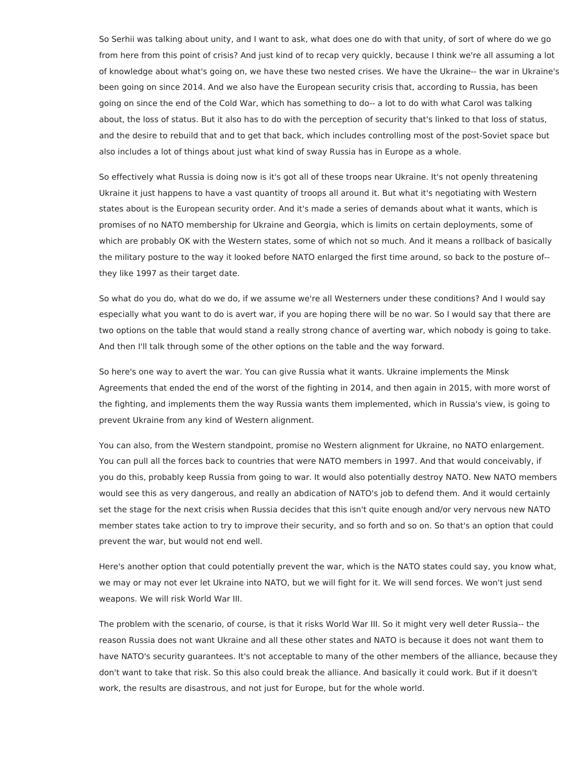So Serhii was talking about unity, and I want to ask, what does one do with that unity, of sort of where do we go from here from this point of crisis? And just kind of to recap very quickly, because I think we're all assuming a lot of knowledge about what's going on, we have these two nested crises. We have the Ukraine-- the war in Ukraine's been going on since 2014. And we also have the European security crisis that, according to Russia, has been going on since the end of the Cold War, which has something to do-- a lot to do with what Carol was talking about, the loss of status. But it also has to do with the perception of security that's linked to that loss of status, and the desire to rebuild that and to get that back, which includes controlling most of the post-Soviet space but also includes a lot of things about just what kind of sway Russia has in Europe as a whole.

So effectively what Russia is doing now is it's got all of these troops near Ukraine. It's not openly threatening Ukraine it just happens to have a vast quantity of troops all around it. But what it's negotiating with Western states about is the European security order. And it's made a series of demands about what it wants, which is promises of no NATO membership for Ukraine and Georgia, which is limits on certain deployments, some of which are probably OK with the Western states, some of which not so much. And it means a rollback of basically the military posture to the way it looked before NATO enlarged the first time around, so back to the posture of-- they like 1997 as their target date.

So what do you do, what do we do, if we assume we're all Westerners under these conditions? And I would say especially what you want to do is avert war, if you are hoping there will be no war. So I would say that there are two options on the table that would stand a really strong chance of averting war, which nobody is going to take. And then I'll talk through some of the other options on the table and the way forward.

So here's one way to avert the war. You can give Russia what it wants. Ukraine implements the Minsk Agreements that ended the end of the worst of the fighting in 2014, and then again in 2015, with more worst of the fighting, and implements them the way Russia wants them implemented, which in Russia's view, is going to prevent Ukraine from any kind of Western alignment.

You can also, from the Western standpoint, promise no Western alignment for Ukraine, no NATO enlargement. You can pull all the forces back to countries that were NATO members in 1997. And that would conceivably, if you do this, probably keep Russia from going to war. It would also potentially destroy NATO. New NATO members would see this as very dangerous, and really an abdication of NATO's job to defend them. And it would certainly set the stage for the next crisis when Russia decides that this isn't quite enough and/or very nervous new NATO member states take action to try to improve their security, and so forth and so on. So that's an option that could prevent the war, but would not end well.

Here's another option that could potentially prevent the war, which is the NATO states could say, you know what, we may or may not ever let Ukraine into NATO, but we will fight for it. We will send forces. We won't just send weapons. We will risk World War III.

The problem with the scenario, of course, is that it risks World War III. So it might very well deter Russia-- the reason Russia does not want Ukraine and all these other states and NATO is because it does not want them to have NATO's security guarantees. It's not acceptable to many of the other members of the alliance, because they don't want to take that risk. So this also could break the alliance. And basically it could work. But if it doesn't work, the results are disastrous, and not just for Europe, but for the whole world.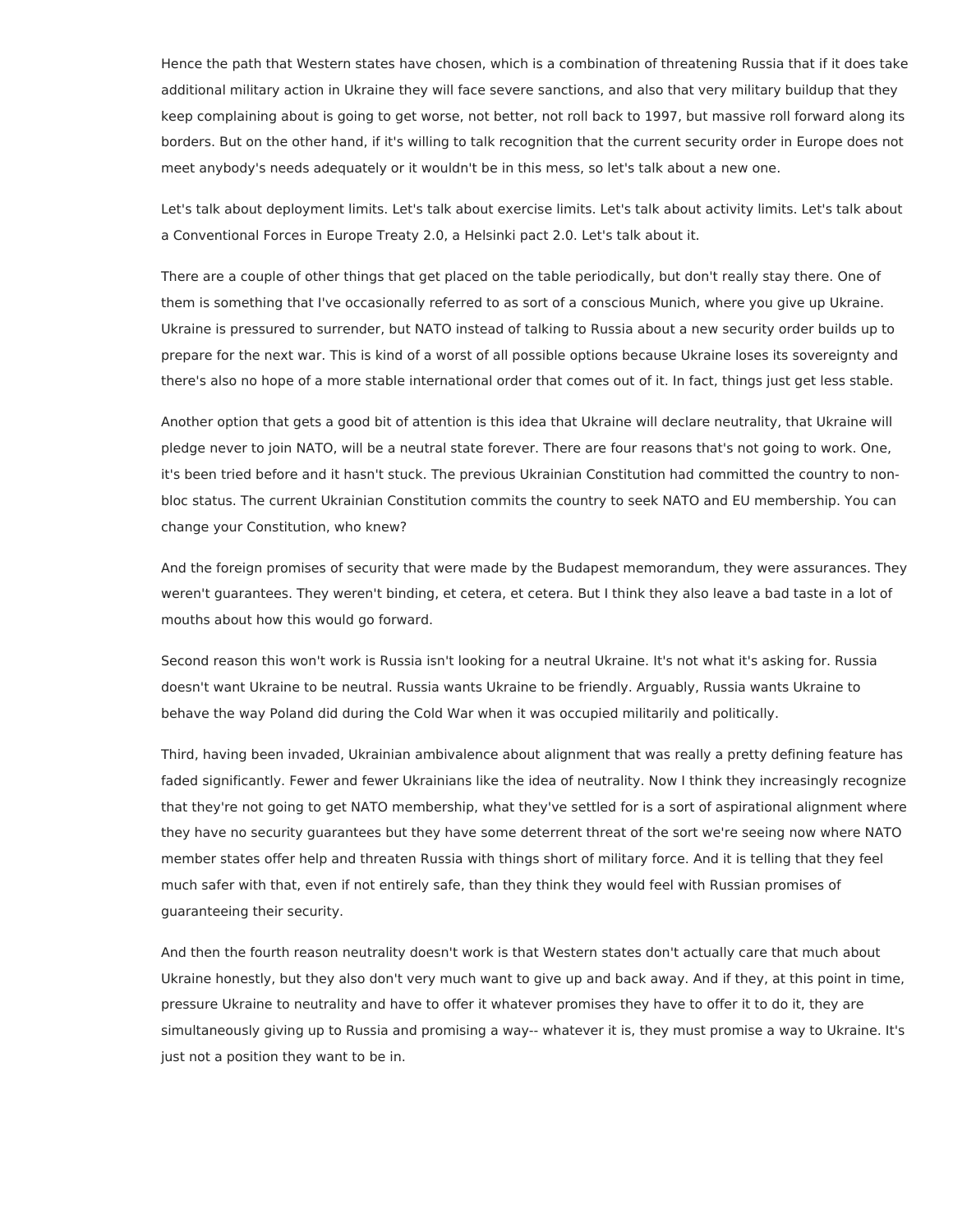Hence the path that Western states have chosen, which is a combination of threatening Russia that if it does take additional military action in Ukraine they will face severe sanctions, and also that very military buildup that they keep complaining about is going to get worse, not better, not roll back to 1997, but massive roll forward along its borders. But on the other hand, if it's willing to talk recognition that the current security order in Europe does not meet anybody's needs adequately or it wouldn't be in this mess, so let's talk about a new one.

Let's talk about deployment limits. Let's talk about exercise limits. Let's talk about activity limits. Let's talk about a Conventional Forces in Europe Treaty 2.0, a Helsinki pact 2.0. Let's talk about it.

There are a couple of other things that get placed on the table periodically, but don't really stay there. One of them is something that I've occasionally referred to as sort of a conscious Munich, where you give up Ukraine. Ukraine is pressured to surrender, but NATO instead of talking to Russia about a new security order builds up to prepare for the next war. This is kind of a worst of all possible options because Ukraine loses its sovereignty and there's also no hope of a more stable international order that comes out of it. In fact, things just get less stable.

Another option that gets a good bit of attention is this idea that Ukraine will declare neutrality, that Ukraine will pledge never to join NATO, will be a neutral state forever. There are four reasons that's not going to work. One, it's been tried before and it hasn't stuck. The previous Ukrainian Constitution had committed the country to non-bloc status. The current Ukrainian Constitution commits the country to seek NATO and EU membership. You can change your Constitution, who knew?

And the foreign promises of security that were made by the Budapest memorandum, they were assurances. They weren't guarantees. They weren't binding, et cetera, et cetera. But I think they also leave a bad taste in a lot of mouths about how this would go forward.

Second reason this won't work is Russia isn't looking for a neutral Ukraine. It's not what it's asking for. Russia doesn't want Ukraine to be neutral. Russia wants Ukraine to be friendly. Arguably, Russia wants Ukraine to behave the way Poland did during the Cold War when it was occupied militarily and politically.

Third, having been invaded, Ukrainian ambivalence about alignment that was really a pretty defining feature has faded significantly. Fewer and fewer Ukrainians like the idea of neutrality. Now I think they increasingly recognize that they're not going to get NATO membership, what they've settled for is a sort of aspirational alignment where they have no security guarantees but they have some deterrent threat of the sort we're seeing now where NATO member states offer help and threaten Russia with things short of military force. And it is telling that they feel much safer with that, even if not entirely safe, than they think they would feel with Russian promises of guaranteeing their security.

And then the fourth reason neutrality doesn't work is that Western states don't actually care that much about Ukraine honestly, but they also don't very much want to give up and back away. And if they, at this point in time, pressure Ukraine to neutrality and have to offer it whatever promises they have to offer it to do it, they are simultaneously giving up to Russia and promising a way-- whatever it is, they must promise a way to Ukraine. It's just not a position they want to be in.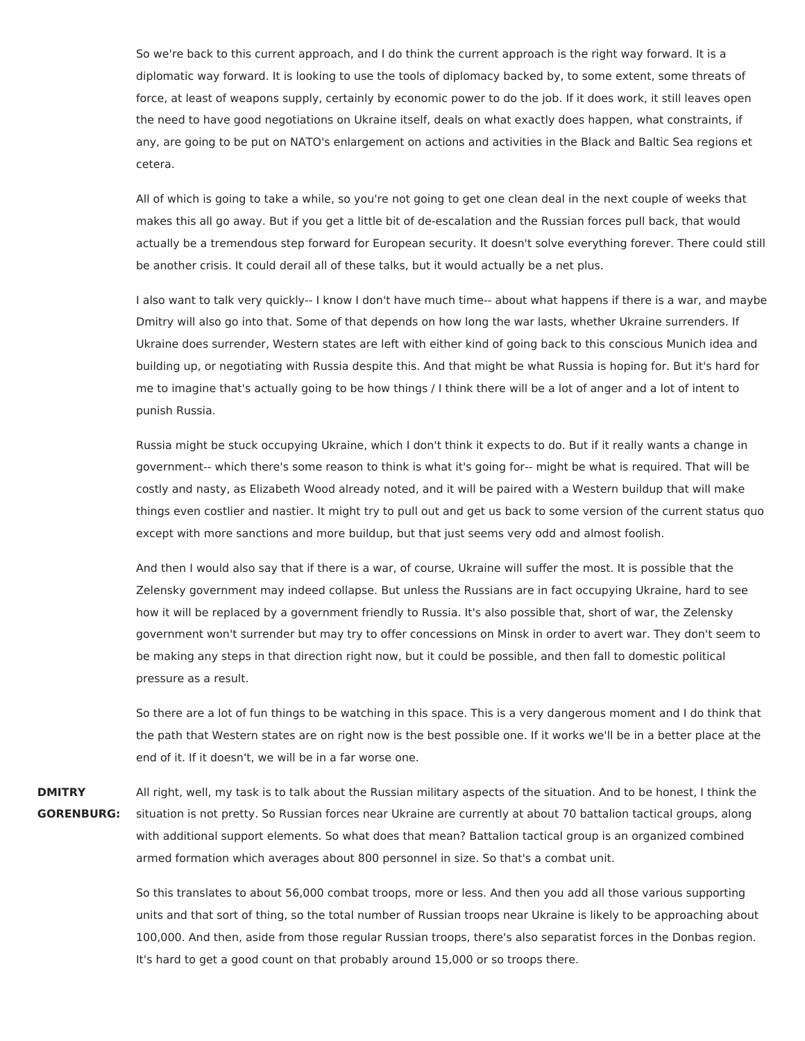So we're back to this current approach, and I do think the current approach is the right way forward. It is a diplomatic way forward. It is looking to use the tools of diplomacy backed by, to some extent, some threats of force, at least of weapons supply, certainly by economic power to do the job. If it does work, it still leaves open the need to have good negotiations on Ukraine itself, deals on what exactly does happen, what constraints, if any, are going to be put on NATO's enlargement on actions and activities in the Black and Baltic Sea regions et cetera.

All of which is going to take a while, so you're not going to get one clean deal in the next couple of weeks that makes this all go away. But if you get a little bit of de-escalation and the Russian forces pull back, that would actually be a tremendous step forward for European security. It doesn't solve everything forever. There could still be another crisis. It could derail all of these talks, but it would actually be a net plus.

I also want to talk very quickly-- I know I don't have much time-- about what happens if there is a war, and maybe Dmitry will also go into that. Some of that depends on how long the war lasts, whether Ukraine surrenders. If Ukraine does surrender, Western states are left with either kind of going back to this conscious Munich idea and building up, or negotiating with Russia despite this. And that might be what Russia is hoping for. But it's hard for me to imagine that's actually going to be how things / I think there will be a lot of anger and a lot of intent to punish Russia.

Russia might be stuck occupying Ukraine, which I don't think it expects to do. But if it really wants a change in government-- which there's some reason to think is what it's going for-- might be what is required. That will be costly and nasty, as Elizabeth Wood already noted, and it will be paired with a Western buildup that will make things even costlier and nastier. It might try to pull out and get us back to some version of the current status quo except with more sanctions and more buildup, but that just seems very odd and almost foolish.

And then I would also say that if there is a war, of course, Ukraine will suffer the most. It is possible that the Zelensky government may indeed collapse. But unless the Russians are in fact occupying Ukraine, hard to see how it will be replaced by a government friendly to Russia. It's also possible that, short of war, the Zelensky government won't surrender but may try to offer concessions on Minsk in order to avert war. They don't seem to be making any steps in that direction right now, but it could be possible, and then fall to domestic political pressure as a result.

So there are a lot of fun things to be watching in this space. This is a very dangerous moment and I do think that the path that Western states are on right now is the best possible one. If it works we'll be in a better place at the end of it. If it doesn't, we will be in a far worse one.

**DMITRY GORENBURG:** All right, well, my task is to talk about the Russian military aspects of the situation. And to be honest, I think the situation is not pretty. So Russian forces near Ukraine are currently at about 70 battalion tactical groups, along with additional support elements. So what does that mean? Battalion tactical group is an organized combined armed formation which averages about 800 personnel in size. So that's a combat unit.

So this translates to about 56,000 combat troops, more or less. And then you add all those various supporting units and that sort of thing, so the total number of Russian troops near Ukraine is likely to be approaching about 100,000. And then, aside from those regular Russian troops, there's also separatist forces in the Donbas region. It's hard to get a good count on that probably around 15,000 or so troops there.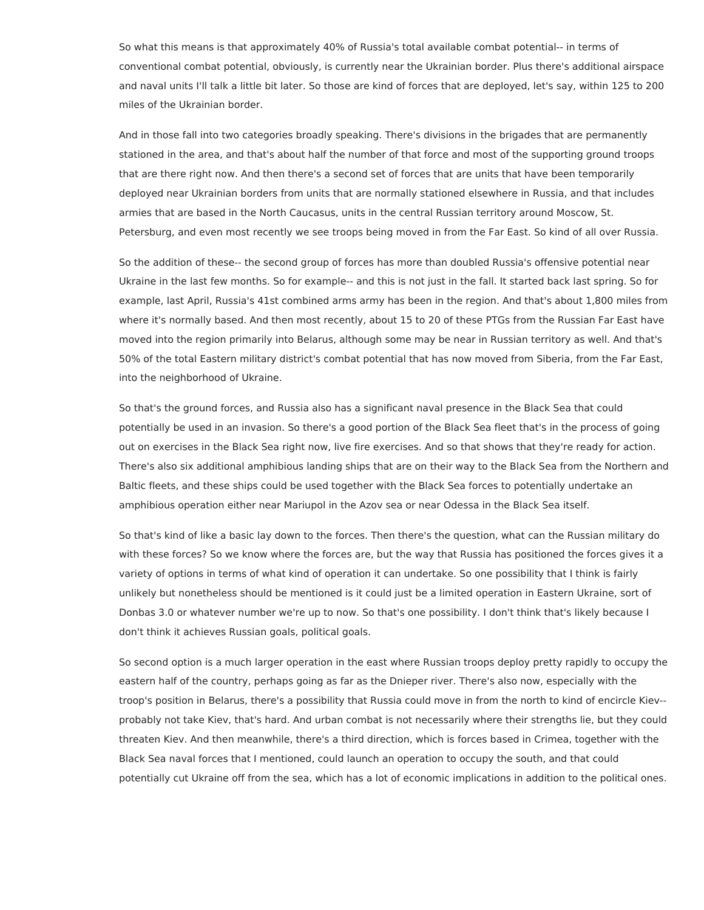So what this means is that approximately 40% of Russia's total available combat potential-- in terms of conventional combat potential, obviously, is currently near the Ukrainian border. Plus there's additional airspace and naval units I'll talk a little bit later. So those are kind of forces that are deployed, let's say, within 125 to 200 miles of the Ukrainian border.

And in those fall into two categories broadly speaking. There's divisions in the brigades that are permanently stationed in the area, and that's about half the number of that force and most of the supporting ground troops that are there right now. And then there's a second set of forces that are units that have been temporarily deployed near Ukrainian borders from units that are normally stationed elsewhere in Russia, and that includes armies that are based in the North Caucasus, units in the central Russian territory around Moscow, St. Petersburg, and even most recently we see troops being moved in from the Far East. So kind of all over Russia.

So the addition of these-- the second group of forces has more than doubled Russia's offensive potential near Ukraine in the last few months. So for example-- and this is not just in the fall. It started back last spring. So for example, last April, Russia's 41st combined arms army has been in the region. And that's about 1,800 miles from where it's normally based. And then most recently, about 15 to 20 of these PTGs from the Russian Far East have moved into the region primarily into Belarus, although some may be near in Russian territory as well. And that's 50% of the total Eastern military district's combat potential that has now moved from Siberia, from the Far East, into the neighborhood of Ukraine.

So that's the ground forces, and Russia also has a significant naval presence in the Black Sea that could potentially be used in an invasion. So there's a good portion of the Black Sea fleet that's in the process of going out on exercises in the Black Sea right now, live fire exercises. And so that shows that they're ready for action. There's also six additional amphibious landing ships that are on their way to the Black Sea from the Northern and Baltic fleets, and these ships could be used together with the Black Sea forces to potentially undertake an amphibious operation either near Mariupol in the Azov sea or near Odessa in the Black Sea itself.

So that's kind of like a basic lay down to the forces. Then there's the question, what can the Russian military do with these forces? So we know where the forces are, but the way that Russia has positioned the forces gives it a variety of options in terms of what kind of operation it can undertake. So one possibility that I think is fairly unlikely but nonetheless should be mentioned is it could just be a limited operation in Eastern Ukraine, sort of Donbas 3.0 or whatever number we're up to now. So that's one possibility. I don't think that's likely because I don't think it achieves Russian goals, political goals.

So second option is a much larger operation in the east where Russian troops deploy pretty rapidly to occupy the eastern half of the country, perhaps going as far as the Dnieper river. There's also now, especially with the troop's position in Belarus, there's a possibility that Russia could move in from the north to kind of encircle Kiev-- probably not take Kiev, that's hard. And urban combat is not necessarily where their strengths lie, but they could threaten Kiev. And then meanwhile, there's a third direction, which is forces based in Crimea, together with the Black Sea naval forces that I mentioned, could launch an operation to occupy the south, and that could potentially cut Ukraine off from the sea, which has a lot of economic implications in addition to the political ones.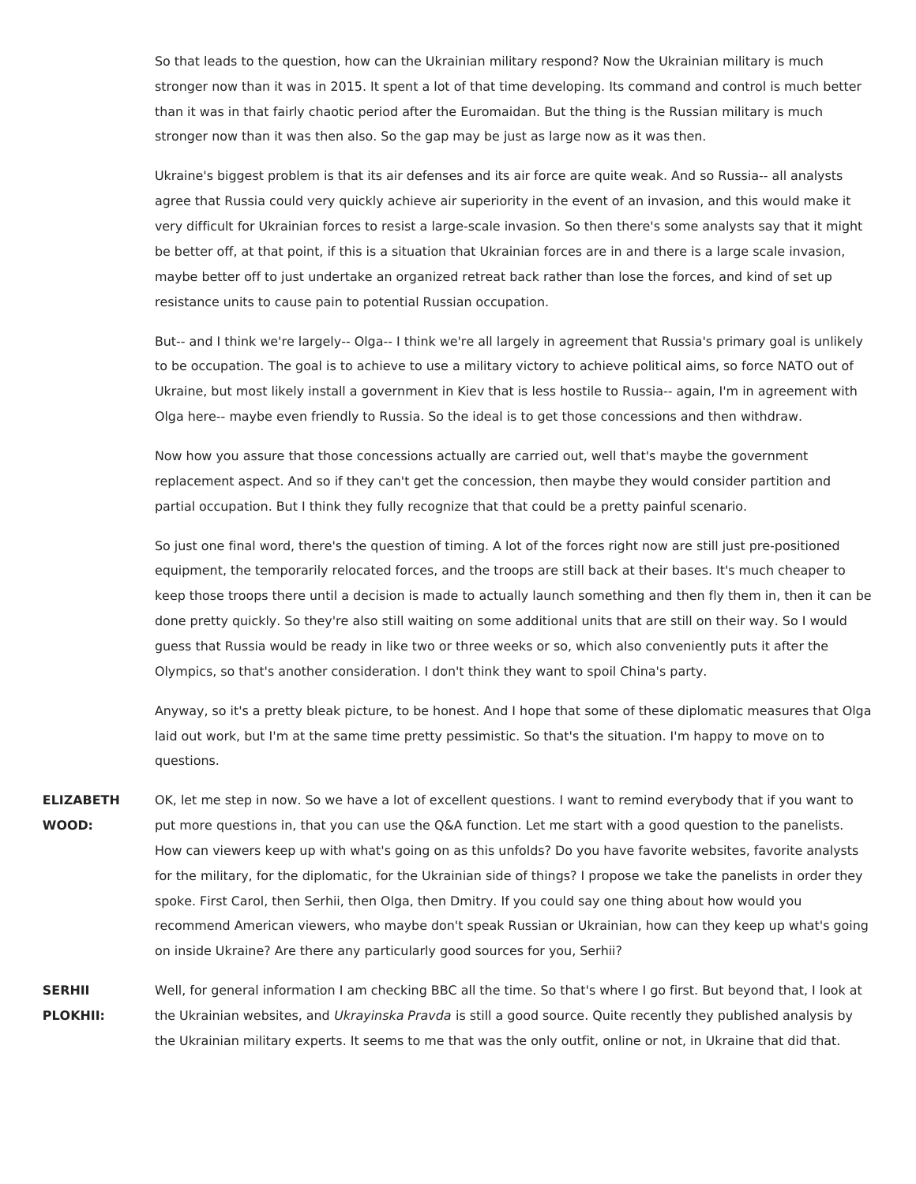So that leads to the question, how can the Ukrainian military respond? Now the Ukrainian military is much stronger now than it was in 2015. It spent a lot of that time developing. Its command and control is much better than it was in that fairly chaotic period after the Euromaidan. But the thing is the Russian military is much stronger now than it was then also. So the gap may be just as large now as it was then.

Ukraine's biggest problem is that its air defenses and its air force are quite weak. And so Russia-- all analysts agree that Russia could very quickly achieve air superiority in the event of an invasion, and this would make it very difficult for Ukrainian forces to resist a large-scale invasion. So then there's some analysts say that it might be better off, at that point, if this is a situation that Ukrainian forces are in and there is a large scale invasion, maybe better off to just undertake an organized retreat back rather than lose the forces, and kind of set up resistance units to cause pain to potential Russian occupation.

But-- and I think we're largely-- Olga-- I think we're all largely in agreement that Russia's primary goal is unlikely to be occupation. The goal is to achieve to use a military victory to achieve political aims, so force NATO out of Ukraine, but most likely install a government in Kiev that is less hostile to Russia-- again, I'm in agreement with Olga here-- maybe even friendly to Russia. So the ideal is to get those concessions and then withdraw.

Now how you assure that those concessions actually are carried out, well that's maybe the government replacement aspect. And so if they can't get the concession, then maybe they would consider partition and partial occupation. But I think they fully recognize that that could be a pretty painful scenario.

So just one final word, there's the question of timing. A lot of the forces right now are still just pre-positioned equipment, the temporarily relocated forces, and the troops are still back at their bases. It's much cheaper to keep those troops there until a decision is made to actually launch something and then fly them in, then it can be done pretty quickly. So they're also still waiting on some additional units that are still on their way. So I would guess that Russia would be ready in like two or three weeks or so, which also conveniently puts it after the Olympics, so that's another consideration. I don't think they want to spoil China's party.

Anyway, so it's a pretty bleak picture, to be honest. And I hope that some of these diplomatic measures that Olga laid out work, but I'm at the same time pretty pessimistic. So that's the situation. I'm happy to move on to questions.

**ELIZABETH WOOD:** OK, let me step in now. So we have a lot of excellent questions. I want to remind everybody that if you want to put more questions in, that you can use the Q&A function. Let me start with a good question to the panelists. How can viewers keep up with what's going on as this unfolds? Do you have favorite websites, favorite analysts for the military, for the diplomatic, for the Ukrainian side of things? I propose we take the panelists in order they spoke. First Carol, then Serhii, then Olga, then Dmitry. If you could say one thing about how would you recommend American viewers, who maybe don't speak Russian or Ukrainian, how can they keep up what's going on inside Ukraine? Are there any particularly good sources for you, Serhii?

**SERHII PLOKHII:** Well, for general information I am checking BBC all the time. So that's where I go first. But beyond that, I look at the Ukrainian websites, and *Ukrayinska Pravda* is still a good source. Quite recently they published analysis by the Ukrainian military experts. It seems to me that was the only outfit, online or not, in Ukraine that did that.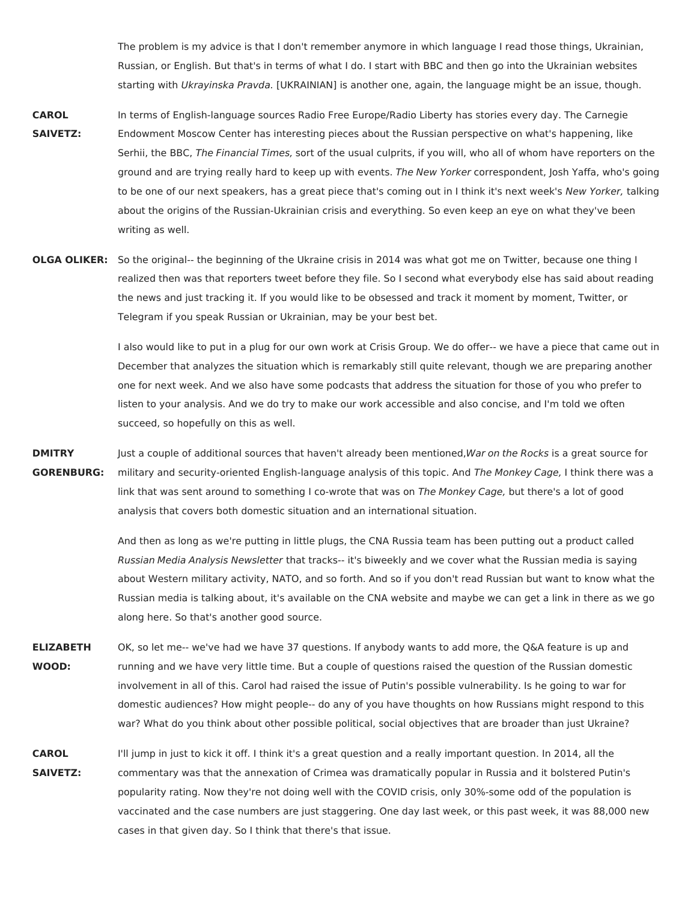The problem is my advice is that I don't remember anymore in which language I read those things, Ukrainian, Russian, or English. But that's in terms of what I do. I start with BBC and then go into the Ukrainian websites starting with *Ukrayinska Pravda.* [UKRAINIAN] is another one, again, the language might be an issue, though.

**CAROL SAIVETZ:** In terms of English-language sources Radio Free Europe/Radio Liberty has stories every day. The Carnegie Endowment Moscow Center has interesting pieces about the Russian perspective on what's happening, like Serhii, the BBC, *The Financial Times,* sort of the usual culprits, if you will, who all of whom have reporters on the ground and are trying really hard to keep up with events. *The New Yorker* correspondent, Josh Yaffa, who's going to be one of our next speakers, has a great piece that's coming out in I think it's next week's *New Yorker,* talking about the origins of the Russian-Ukrainian crisis and everything. So even keep an eye on what they've been writing as well.

**OLGA OLIKER:** So the original-- the beginning of the Ukraine crisis in 2014 was what got me on Twitter, because one thing I realized then was that reporters tweet before they file. So I second what everybody else has said about reading the news and just tracking it. If you would like to be obsessed and track it moment by moment, Twitter, or Telegram if you speak Russian or Ukrainian, may be your best bet.

I also would like to put in a plug for our own work at Crisis Group. We do offer-- we have a piece that came out in December that analyzes the situation which is remarkably still quite relevant, though we are preparing another one for next week. And we also have some podcasts that address the situation for those of you who prefer to listen to your analysis. And we do try to make our work accessible and also concise, and I'm told we often succeed, so hopefully on this as well.

**DMITRY GORENBURG:** Just a couple of additional sources that haven't already been mentioned, *War on the Rocks* is a great source for military and security-oriented English-language analysis of this topic. And *The Monkey Cage,* I think there was a link that was sent around to something I co-wrote that was on *The Monkey Cage,* but there's a lot of good analysis that covers both domestic situation and an international situation.

And then as long as we're putting in little plugs, the CNA Russia team has been putting out a product called *Russian Media Analysis Newsletter* that tracks-- it's biweekly and we cover what the Russian media is saying about Western military activity, NATO, and so forth. And so if you don't read Russian but want to know what the Russian media is talking about, it's available on the CNA website and maybe we can get a link in there as we go along here. So that's another good source.

**ELIZABETH WOOD:** OK, so let me-- we've had we have 37 questions. If anybody wants to add more, the Q&A feature is up and running and we have very little time. But a couple of questions raised the question of the Russian domestic involvement in all of this. Carol had raised the issue of Putin's possible vulnerability. Is he going to war for domestic audiences? How might people-- do any of you have thoughts on how Russians might respond to this war? What do you think about other possible political, social objectives that are broader than just Ukraine?

**CAROL SAIVETZ:** I'll jump in just to kick it off. I think it's a great question and a really important question. In 2014, all the commentary was that the annexation of Crimea was dramatically popular in Russia and it bolstered Putin's popularity rating. Now they're not doing well with the COVID crisis, only 30%-some odd of the population is vaccinated and the case numbers are just staggering. One day last week, or this past week, it was 88,000 new cases in that given day. So I think that there's that issue.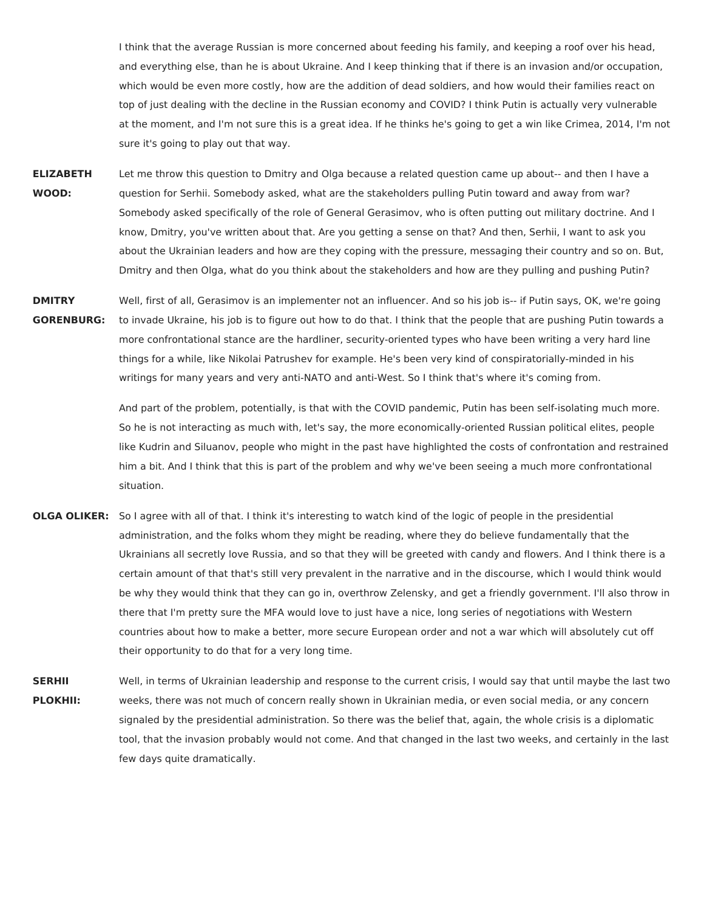I think that the average Russian is more concerned about feeding his family, and keeping a roof over his head, and everything else, than he is about Ukraine. And I keep thinking that if there is an invasion and/or occupation, which would be even more costly, how are the addition of dead soldiers, and how would their families react on top of just dealing with the decline in the Russian economy and COVID? I think Putin is actually very vulnerable at the moment, and I'm not sure this is a great idea. If he thinks he's going to get a win like Crimea, 2014, I'm not sure it's going to play out that way.

**ELIZABETH WOOD:** Let me throw this question to Dmitry and Olga because a related question came up about-- and then I have a question for Serhii. Somebody asked, what are the stakeholders pulling Putin toward and away from war? Somebody asked specifically of the role of General Gerasimov, who is often putting out military doctrine. And I know, Dmitry, you've written about that. Are you getting a sense on that? And then, Serhii, I want to ask you about the Ukrainian leaders and how are they coping with the pressure, messaging their country and so on. But, Dmitry and then Olga, what do you think about the stakeholders and how are they pulling and pushing Putin?

**DMITRY GORENBURG:** Well, first of all, Gerasimov is an implementer not an influencer. And so his job is-- if Putin says, OK, we're going to invade Ukraine, his job is to figure out how to do that. I think that the people that are pushing Putin towards a more confrontational stance are the hardliner, security-oriented types who have been writing a very hard line things for a while, like Nikolai Patrushev for example. He's been very kind of conspiratorially-minded in his writings for many years and very anti-NATO and anti-West. So I think that's where it's coming from.

And part of the problem, potentially, is that with the COVID pandemic, Putin has been self-isolating much more. So he is not interacting as much with, let's say, the more economically-oriented Russian political elites, people like Kudrin and Siluanov, people who might in the past have highlighted the costs of confrontation and restrained him a bit. And I think that this is part of the problem and why we've been seeing a much more confrontational situation.

**OLGA OLIKER:** So I agree with all of that. I think it's interesting to watch kind of the logic of people in the presidential administration, and the folks whom they might be reading, where they do believe fundamentally that the Ukrainians all secretly love Russia, and so that they will be greeted with candy and flowers. And I think there is a certain amount of that that's still very prevalent in the narrative and in the discourse, which I would think would be why they would think that they can go in, overthrow Zelensky, and get a friendly government. I'll also throw in there that I'm pretty sure the MFA would love to just have a nice, long series of negotiations with Western countries about how to make a better, more secure European order and not a war which will absolutely cut off their opportunity to do that for a very long time.

**SERHII PLOKHII:** Well, in terms of Ukrainian leadership and response to the current crisis, I would say that until maybe the last two weeks, there was not much of concern really shown in Ukrainian media, or even social media, or any concern signaled by the presidential administration. So there was the belief that, again, the whole crisis is a diplomatic tool, that the invasion probably would not come. And that changed in the last two weeks, and certainly in the last few days quite dramatically.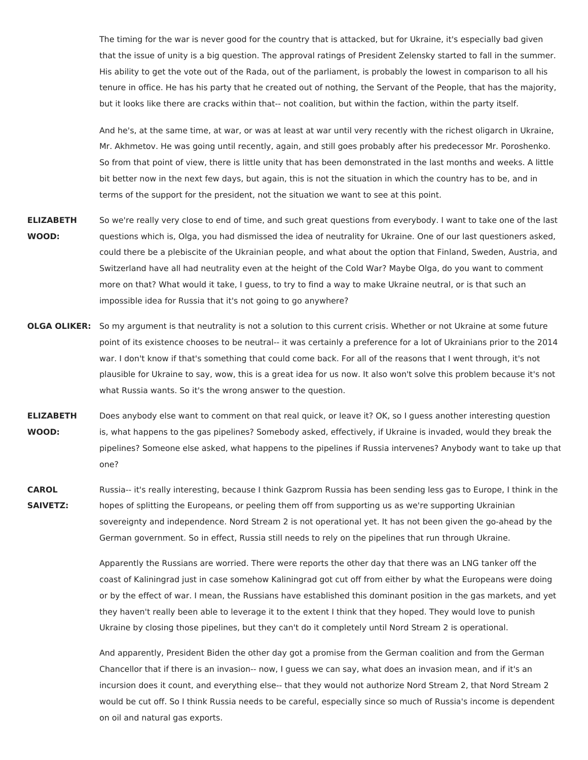The timing for the war is never good for the country that is attacked, but for Ukraine, it's especially bad given that the issue of unity is a big question. The approval ratings of President Zelensky started to fall in the summer. His ability to get the vote out of the Rada, out of the parliament, is probably the lowest in comparison to all his tenure in office. He has his party that he created out of nothing, the Servant of the People, that has the majority, but it looks like there are cracks within that-- not coalition, but within the faction, within the party itself.

And he's, at the same time, at war, or was at least at war until very recently with the richest oligarch in Ukraine, Mr. Akhmetov. He was going until recently, again, and still goes probably after his predecessor Mr. Poroshenko. So from that point of view, there is little unity that has been demonstrated in the last months and weeks. A little bit better now in the next few days, but again, this is not the situation in which the country has to be, and in terms of the support for the president, not the situation we want to see at this point.

**ELIZABETH WOOD:** So we're really very close to end of time, and such great questions from everybody. I want to take one of the last questions which is, Olga, you had dismissed the idea of neutrality for Ukraine. One of our last questioners asked, could there be a plebiscite of the Ukrainian people, and what about the option that Finland, Sweden, Austria, and Switzerland have all had neutrality even at the height of the Cold War? Maybe Olga, do you want to comment more on that? What would it take, I guess, to try to find a way to make Ukraine neutral, or is that such an impossible idea for Russia that it's not going to go anywhere?

**OLGA OLIKER:** So my argument is that neutrality is not a solution to this current crisis. Whether or not Ukraine at some future point of its existence chooses to be neutral-- it was certainly a preference for a lot of Ukrainians prior to the 2014 war. I don't know if that's something that could come back. For all of the reasons that I went through, it's not plausible for Ukraine to say, wow, this is a great idea for us now. It also won't solve this problem because it's not what Russia wants. So it's the wrong answer to the question.

**ELIZABETH WOOD:** Does anybody else want to comment on that real quick, or leave it? OK, so I guess another interesting question is, what happens to the gas pipelines? Somebody asked, effectively, if Ukraine is invaded, would they break the pipelines? Someone else asked, what happens to the pipelines if Russia intervenes? Anybody want to take up that one?

**CAROL SAIVETZ:** Russia-- it's really interesting, because I think Gazprom Russia has been sending less gas to Europe, I think in the hopes of splitting the Europeans, or peeling them off from supporting us as we're supporting Ukrainian sovereignty and independence. Nord Stream 2 is not operational yet. It has not been given the go-ahead by the German government. So in effect, Russia still needs to rely on the pipelines that run through Ukraine.

Apparently the Russians are worried. There were reports the other day that there was an LNG tanker off the coast of Kaliningrad just in case somehow Kaliningrad got cut off from either by what the Europeans were doing or by the effect of war. I mean, the Russians have established this dominant position in the gas markets, and yet they haven't really been able to leverage it to the extent I think that they hoped. They would love to punish Ukraine by closing those pipelines, but they can't do it completely until Nord Stream 2 is operational.

And apparently, President Biden the other day got a promise from the German coalition and from the German Chancellor that if there is an invasion-- now, I guess we can say, what does an invasion mean, and if it's an incursion does it count, and everything else-- that they would not authorize Nord Stream 2, that Nord Stream 2 would be cut off. So I think Russia needs to be careful, especially since so much of Russia's income is dependent on oil and natural gas exports.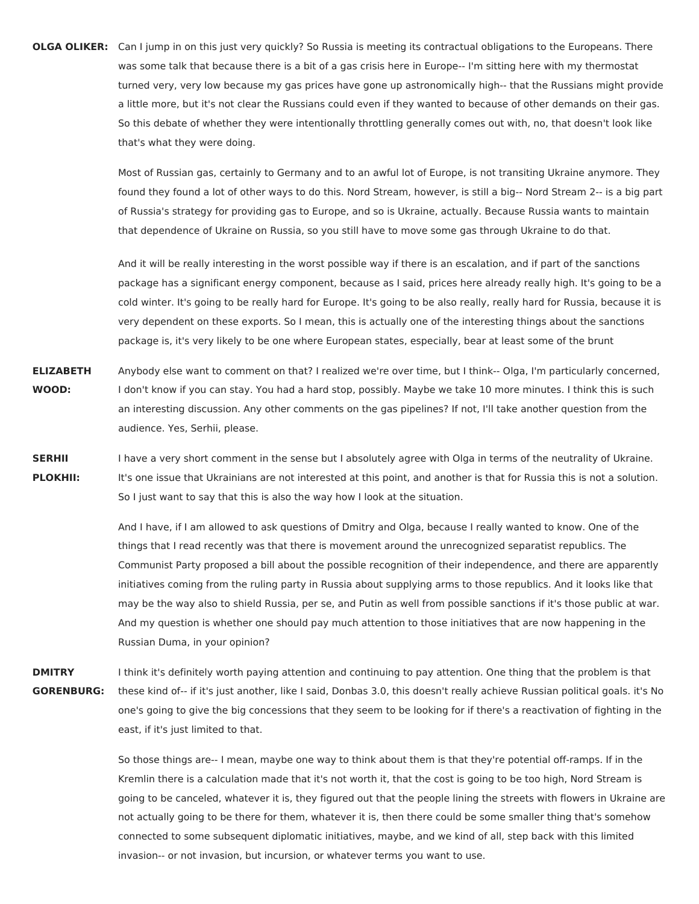**OLGA OLIKER:** Can I jump in on this just very quickly? So Russia is meeting its contractual obligations to the Europeans. There was some talk that because there is a bit of a gas crisis here in Europe-- I'm sitting here with my thermostat turned very, very low because my gas prices have gone up astronomically high-- that the Russians might provide a little more, but it's not clear the Russians could even if they wanted to because of other demands on their gas. So this debate of whether they were intentionally throttling generally comes out with, no, that doesn't look like that's what they were doing.

Most of Russian gas, certainly to Germany and to an awful lot of Europe, is not transiting Ukraine anymore. They found they found a lot of other ways to do this. Nord Stream, however, is still a big-- Nord Stream 2-- is a big part of Russia's strategy for providing gas to Europe, and so is Ukraine, actually. Because Russia wants to maintain that dependence of Ukraine on Russia, so you still have to move some gas through Ukraine to do that.

And it will be really interesting in the worst possible way if there is an escalation, and if part of the sanctions package has a significant energy component, because as I said, prices here already really high. It's going to be a cold winter. It's going to be really hard for Europe. It's going to be also really, really hard for Russia, because it is very dependent on these exports. So I mean, this is actually one of the interesting things about the sanctions package is, it's very likely to be one where European states, especially, bear at least some of the brunt

**ELIZABETH WOOD:** Anybody else want to comment on that? I realized we're over time, but I think-- Olga, I'm particularly concerned, I don't know if you can stay. You had a hard stop, possibly. Maybe we take 10 more minutes. I think this is such an interesting discussion. Any other comments on the gas pipelines? If not, I'll take another question from the audience. Yes, Serhii, please.

**SERHII PLOKHII:** I have a very short comment in the sense but I absolutely agree with Olga in terms of the neutrality of Ukraine. It's one issue that Ukrainians are not interested at this point, and another is that for Russia this is not a solution. So I just want to say that this is also the way how I look at the situation.

And I have, if I am allowed to ask questions of Dmitry and Olga, because I really wanted to know. One of the things that I read recently was that there is movement around the unrecognized separatist republics. The Communist Party proposed a bill about the possible recognition of their independence, and there are apparently initiatives coming from the ruling party in Russia about supplying arms to those republics. And it looks like that may be the way also to shield Russia, per se, and Putin as well from possible sanctions if it's those public at war. And my question is whether one should pay much attention to those initiatives that are now happening in the Russian Duma, in your opinion?

**DMITRY GORENBURG:** I think it's definitely worth paying attention and continuing to pay attention. One thing that the problem is that these kind of-- if it's just another, like I said, Donbas 3.0, this doesn't really achieve Russian political goals. it's No one's going to give the big concessions that they seem to be looking for if there's a reactivation of fighting in the east, if it's just limited to that.

So those things are-- I mean, maybe one way to think about them is that they're potential off-ramps. If in the Kremlin there is a calculation made that it's not worth it, that the cost is going to be too high, Nord Stream is going to be canceled, whatever it is, they figured out that the people lining the streets with flowers in Ukraine are not actually going to be there for them, whatever it is, then there could be some smaller thing that's somehow connected to some subsequent diplomatic initiatives, maybe, and we kind of all, step back with this limited invasion-- or not invasion, but incursion, or whatever terms you want to use.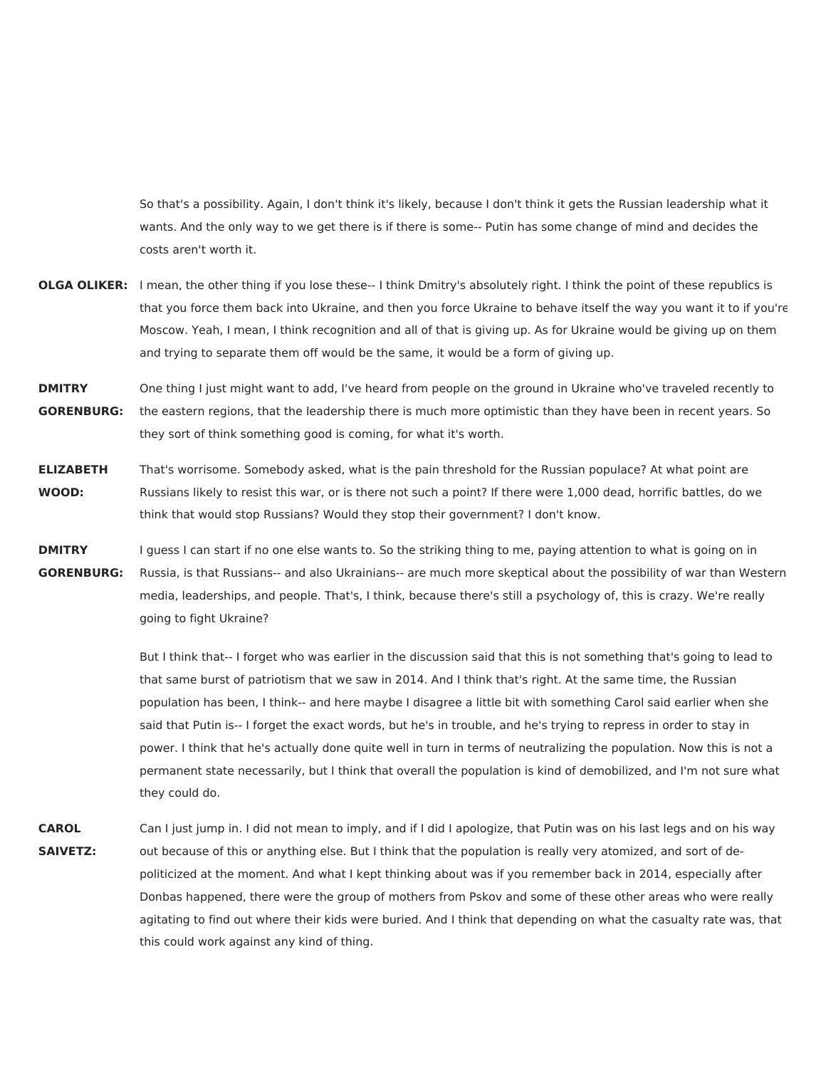So that's a possibility. Again, I don't think it's likely, because I don't think it gets the Russian leadership what it wants. And the only way to we get there is if there is some-- Putin has some change of mind and decides the costs aren't worth it.

**OLGA OLIKER:** I mean, the other thing if you lose these-- I think Dmitry's absolutely right. I think the point of these republics is that you force them back into Ukraine, and then you force Ukraine to behave itself the way you want it to if you're Moscow. Yeah, I mean, I think recognition and all of that is giving up. As for Ukraine would be giving up on them and trying to separate them off would be the same, it would be a form of giving up.

**DMITRY GORENBURG:** One thing I just might want to add, I've heard from people on the ground in Ukraine who've traveled recently to the eastern regions, that the leadership there is much more optimistic than they have been in recent years. So they sort of think something good is coming, for what it's worth.

**ELIZABETH WOOD:** That's worrisome. Somebody asked, what is the pain threshold for the Russian populace? At what point are Russians likely to resist this war, or is there not such a point? If there were 1,000 dead, horrific battles, do we think that would stop Russians? Would they stop their government? I don't know.

**DMITRY GORENBURG:** I guess I can start if no one else wants to. So the striking thing to me, paying attention to what is going on in Russia, is that Russians-- and also Ukrainians-- are much more skeptical about the possibility of war than Western media, leaderships, and people. That's, I think, because there's still a psychology of, this is crazy. We're really going to fight Ukraine?

But I think that-- I forget who was earlier in the discussion said that this is not something that's going to lead to that same burst of patriotism that we saw in 2014. And I think that's right. At the same time, the Russian population has been, I think-- and here maybe I disagree a little bit with something Carol said earlier when she said that Putin is-- I forget the exact words, but he's in trouble, and he's trying to repress in order to stay in power. I think that he's actually done quite well in turn in terms of neutralizing the population. Now this is not a permanent state necessarily, but I think that overall the population is kind of demobilized, and I'm not sure what they could do.

**CAROL SAIVETZ:** Can I just jump in. I did not mean to imply, and if I did I apologize, that Putin was on his last legs and on his way out because of this or anything else. But I think that the population is really very atomized, and sort of de-politicized at the moment. And what I kept thinking about was if you remember back in 2014, especially after Donbas happened, there were the group of mothers from Pskov and some of these other areas who were really agitating to find out where their kids were buried. And I think that depending on what the casualty rate was, that this could work against any kind of thing.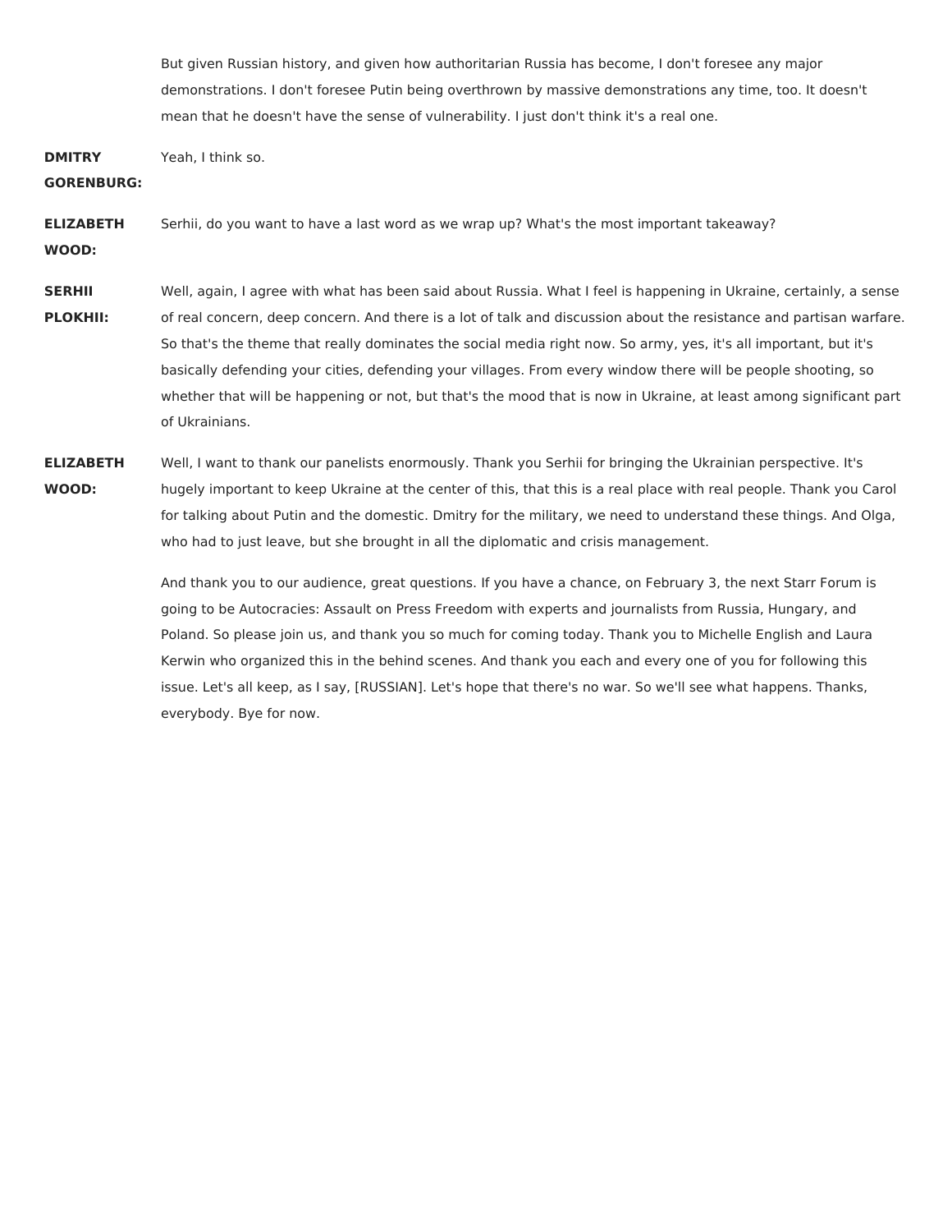But given Russian history, and given how authoritarian Russia has become, I don't foresee any major demonstrations. I don't foresee Putin being overthrown by massive demonstrations any time, too. It doesn't mean that he doesn't have the sense of vulnerability. I just don't think it's a real one.

**DMITRY GORENBURG:** Yeah, I think so.

**ELIZABETH WOOD:** Serhii, do you want to have a last word as we wrap up? What's the most important takeaway?

**SERHII PLOKHII:** Well, again, I agree with what has been said about Russia. What I feel is happening in Ukraine, certainly, a sense of real concern, deep concern. And there is a lot of talk and discussion about the resistance and partisan warfare. So that's the theme that really dominates the social media right now. So army, yes, it's all important, but it's basically defending your cities, defending your villages. From every window there will be people shooting, so whether that will be happening or not, but that's the mood that is now in Ukraine, at least among significant part of Ukrainians.

**ELIZABETH WOOD:** Well, I want to thank our panelists enormously. Thank you Serhii for bringing the Ukrainian perspective. It's hugely important to keep Ukraine at the center of this, that this is a real place with real people. Thank you Carol for talking about Putin and the domestic. Dmitry for the military, we need to understand these things. And Olga, who had to just leave, but she brought in all the diplomatic and crisis management.

And thank you to our audience, great questions. If you have a chance, on February 3, the next Starr Forum is going to be Autocracies: Assault on Press Freedom with experts and journalists from Russia, Hungary, and Poland. So please join us, and thank you so much for coming today. Thank you to Michelle English and Laura Kerwin who organized this in the behind scenes. And thank you each and every one of you for following this issue. Let's all keep, as I say, [RUSSIAN]. Let's hope that there's no war. So we'll see what happens. Thanks, everybody. Bye for now.